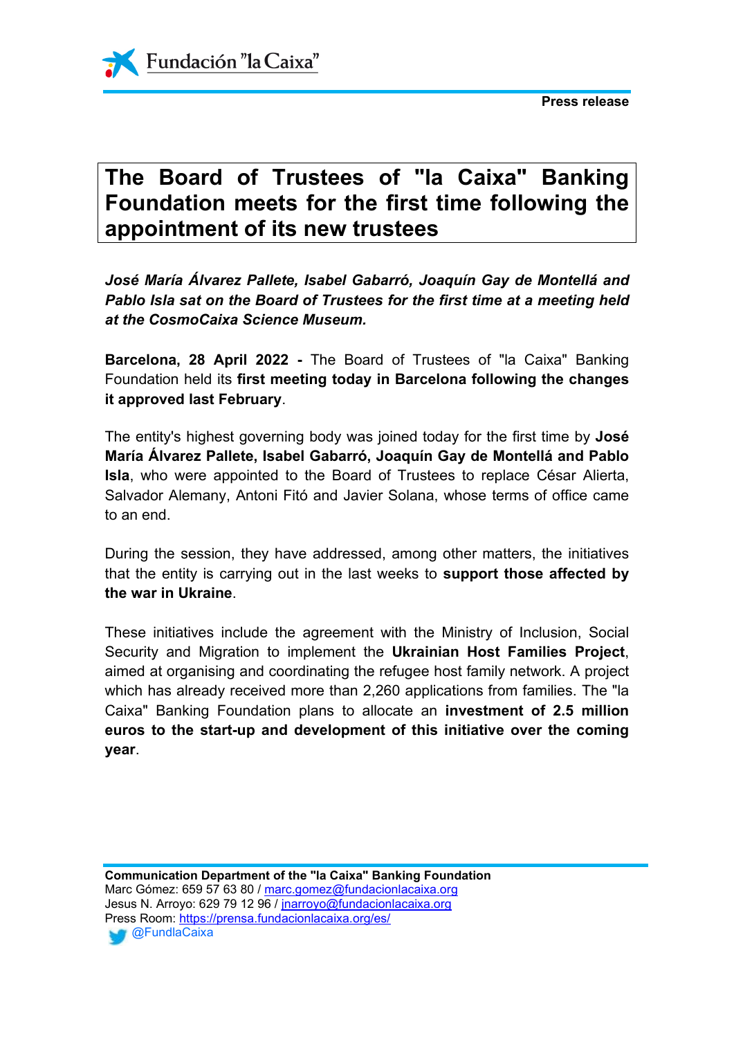Press release

# The Board of Trustees of "la Caixa" Banking Foundation meets for the first time following the appointment of its new trustees

***José María Álvarez Pallete, Isabel Gabarró, Joaquín Gay de Montellá and Pablo Isla sat on the Board of Trustees for the first time at a meeting held at the CosmoCaixa Science Museum.***

**Barcelona, 28 April 2022 -** The Board of Trustees of "la Caixa" Banking Foundation held its **first meeting today in Barcelona following the changes it approved last February**.

The entity's highest governing body was joined today for the first time by **José María Álvarez Pallete, Isabel Gabarró, Joaquín Gay de Montellá and Pablo Isla**, who were appointed to the Board of Trustees to replace César Alierta, Salvador Alemany, Antoni Fitó and Javier Solana, whose terms of office came to an end.

During the session, they have addressed, among other matters, the initiatives that the entity is carrying out in the last weeks to **support those affected by the war in Ukraine**.

These initiatives include the agreement with the Ministry of Inclusion, Social Security and Migration to implement the **Ukrainian Host Families Project**, aimed at organising and coordinating the refugee host family network. A project which has already received more than 2,260 applications from families. The "la Caixa" Banking Foundation plans to allocate an **investment of 2.5 million euros to the start-up and development of this initiative over the coming year**.

**Communication Department of the "la Caixa" Banking Foundation**
Marc Gómez: 659 57 63 80 / marc.gomez@fundacionlacaixa.org
Jesus N. Arroyo: 629 79 12 96 / jnarroyo@fundacionlacaixa.org
Press Room: https://prensa.fundacionlacaixa.org/es/
@FundlaCaixa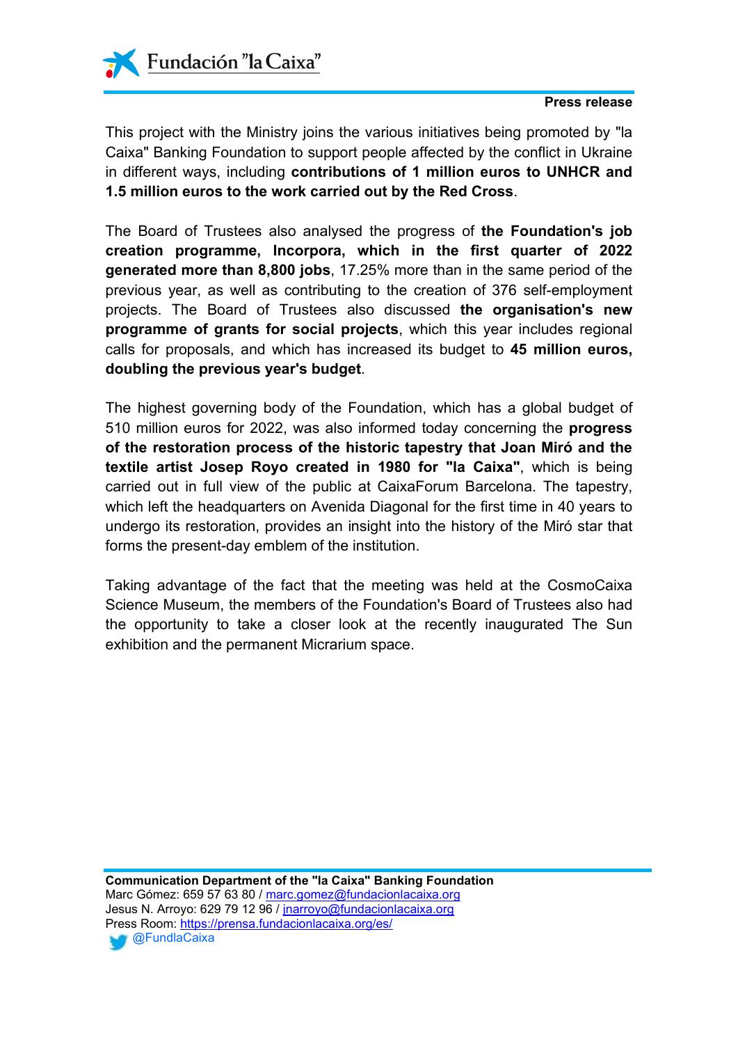This project with the Ministry joins the various initiatives being promoted by "la Caixa" Banking Foundation to support people affected by the conflict in Ukraine in different ways, including **contributions of 1 million euros to UNHCR and 1.5 million euros to the work carried out by the Red Cross**.

The Board of Trustees also analysed the progress of **the Foundation's job creation programme, Incorpora, which in the first quarter of 2022 generated more than 8,800 jobs**, 17.25% more than in the same period of the previous year, as well as contributing to the creation of 376 self-employment projects. The Board of Trustees also discussed **the organisation's new programme of grants for social projects**, which this year includes regional calls for proposals, and which has increased its budget to **45 million euros, doubling the previous year's budget**.

The highest governing body of the Foundation, which has a global budget of 510 million euros for 2022, was also informed today concerning the **progress of the restoration process of the historic tapestry that Joan Miró and the textile artist Josep Royo created in 1980 for "la Caixa"**, which is being carried out in full view of the public at CaixaForum Barcelona. The tapestry, which left the headquarters on Avenida Diagonal for the first time in 40 years to undergo its restoration, provides an insight into the history of the Miró star that forms the present-day emblem of the institution.

Taking advantage of the fact that the meeting was held at the CosmoCaixa Science Museum, the members of the Foundation's Board of Trustees also had the opportunity to take a closer look at the recently inaugurated The Sun exhibition and the permanent Micrarium space.

**Communication Department of the "la Caixa" Banking Foundation**
Marc Gómez: 659 57 63 80 / marc.gomez@fundacionlacaixa.org
Jesus N. Arroyo: 629 79 12 96 / jnarroyo@fundacionlacaixa.org
Press Room: https://prensa.fundacionlacaixa.org/es/
@FundlaCaixa